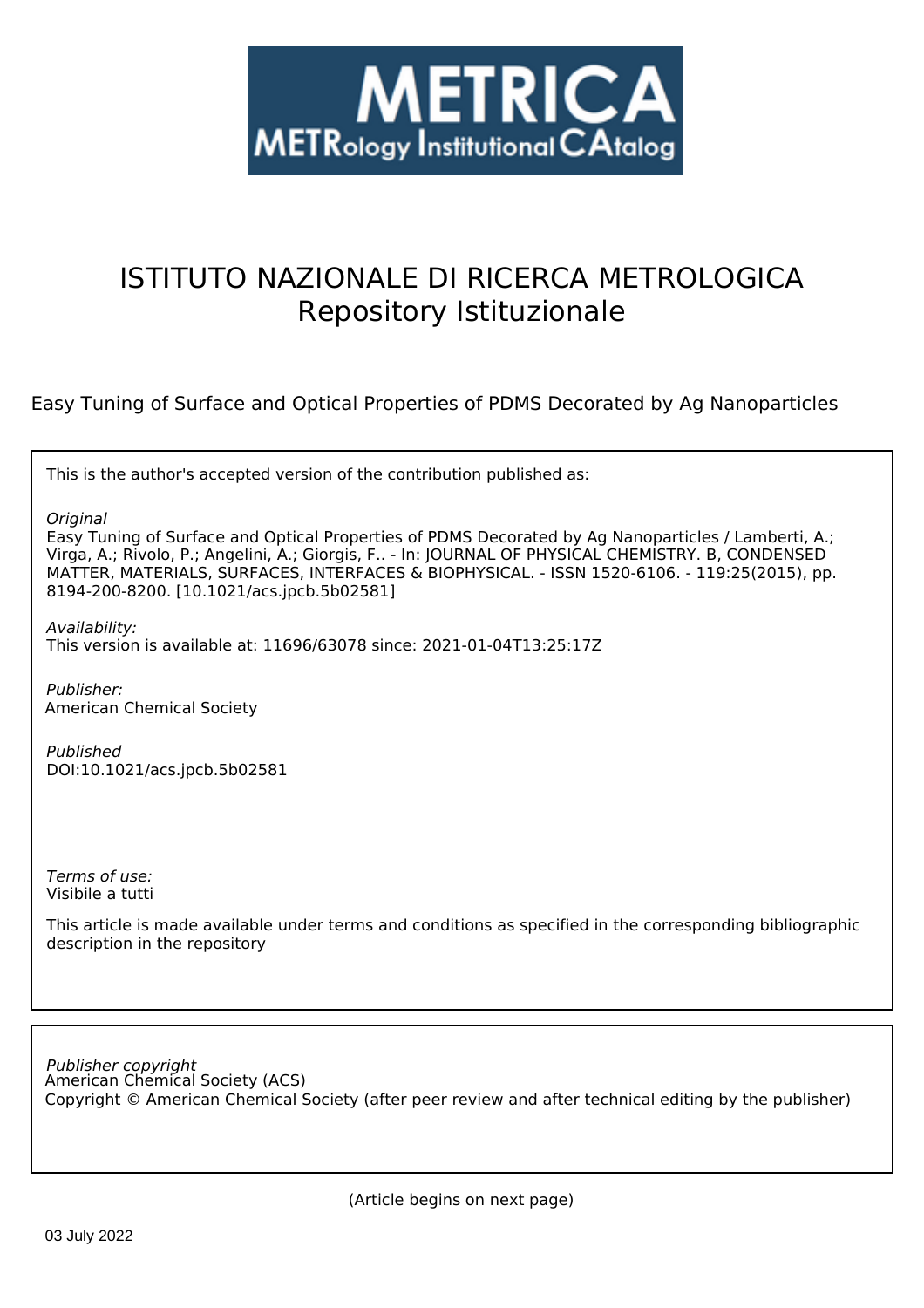METRICA

METRology Institutional CAtalog

# ISTITUTO NAZIONALE DI RICERCA METROLOGICA
## Repository Istituzionale

Easy Tuning of Surface and Optical Properties of PDMS Decorated by Ag Nanoparticles

This is the author's accepted version of the contribution published as:

*Original*
Easy Tuning of Surface and Optical Properties of PDMS Decorated by Ag Nanoparticles / Lamberti, A.; Virga, A.; Rivolo, P.; Angelini, A.; Giorgis, F.. - In: JOURNAL OF PHYSICAL CHEMISTRY. B, CONDENSED MATTER, MATERIALS, SURFACES, INTERFACES & BIOPHYSICAL. - ISSN 1520-6106. - 119:25(2015), pp. 8194-200-8200. [10.1021/acs.jpcb.5b02581]

*Availability:*
This version is available at: 11696/63078 since: 2021-01-04T13:25:17Z

*Publisher:*
American Chemical Society

*Published*
DOI:10.1021/acs.jpcb.5b02581

*Terms of use:*
Visibile a tutti

This article is made available under terms and conditions as specified in the corresponding bibliographic description in the repository

*Publisher copyright*
American Chemical Society (ACS)
Copyright © American Chemical Society (after peer review and after technical editing by the publisher)

(Article begins on next page)

03 July 2022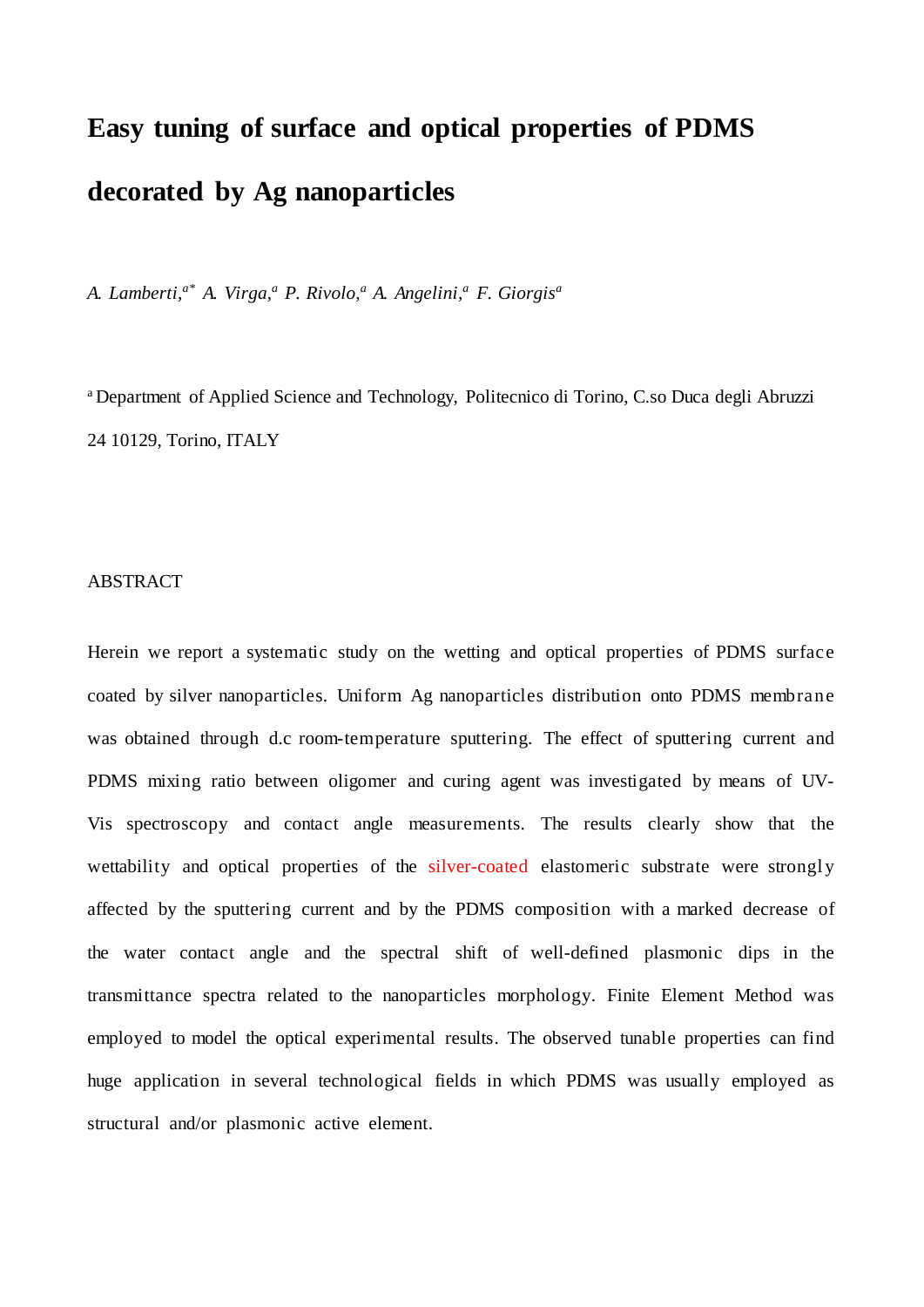# Easy tuning of surface and optical properties of PDMS decorated by Ag nanoparticles

*A. Lamberti,[a*] A. Virga,[a] P. Rivolo,[a] A. Angelini,[a] F. Giorgis[a]*

[a] Department of Applied Science and Technology, Politecnico di Torino, C.so Duca degli Abruzzi 24 10129, Torino, ITALY

ABSTRACT

Herein we report a systematic study on the wetting and optical properties of PDMS surface coated by silver nanoparticles. Uniform Ag nanoparticles distribution onto PDMS membrane was obtained through d.c room-temperature sputtering. The effect of sputtering current and PDMS mixing ratio between oligomer and curing agent was investigated by means of UV-Vis spectroscopy and contact angle measurements. The results clearly show that the wettability and optical properties of the silver-coated elastomeric substrate were strongly affected by the sputtering current and by the PDMS composition with a marked decrease of the water contact angle and the spectral shift of well-defined plasmonic dips in the transmittance spectra related to the nanoparticles morphology. Finite Element Method was employed to model the optical experimental results. The observed tunable properties can find huge application in several technological fields in which PDMS was usually employed as structural and/or plasmonic active element.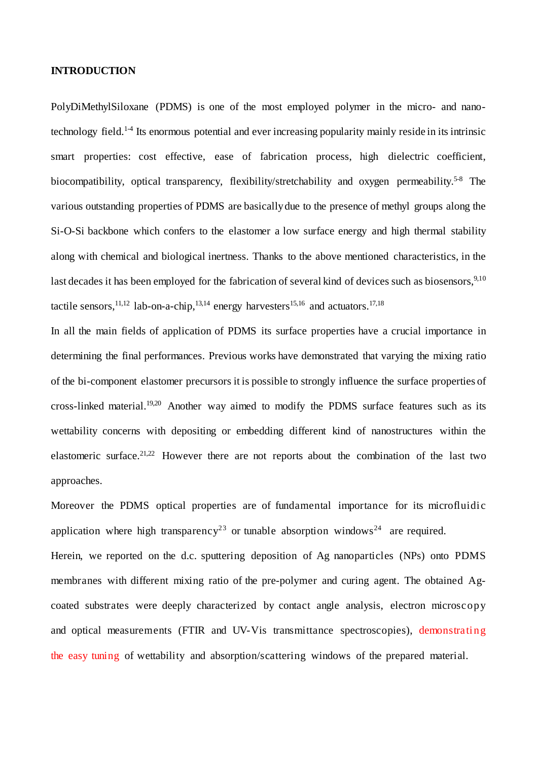**INTRODUCTION**

PolyDiMethylSiloxane (PDMS) is one of the most employed polymer in the micro- and nano-technology field.[1-4] Its enormous potential and ever increasing popularity mainly reside in its intrinsic smart properties: cost effective, ease of fabrication process, high dielectric coefficient, biocompatibility, optical transparency, flexibility/stretchability and oxygen permeability.[5-8] The various outstanding properties of PDMS are basically due to the presence of methyl groups along the Si-O-Si backbone which confers to the elastomer a low surface energy and high thermal stability along with chemical and biological inertness. Thanks to the above mentioned characteristics, in the last decades it has been employed for the fabrication of several kind of devices such as biosensors,[9,10] tactile sensors,[11,12] lab-on-a-chip,[13,14] energy harvesters[15,16] and actuators.[17,18]

In all the main fields of application of PDMS its surface properties have a crucial importance in determining the final performances. Previous works have demonstrated that varying the mixing ratio of the bi-component elastomer precursors it is possible to strongly influence the surface properties of cross-linked material.[19,20] Another way aimed to modify the PDMS surface features such as its wettability concerns with depositing or embedding different kind of nanostructures within the elastomeric surface.[21,22] However there are not reports about the combination of the last two approaches.

Moreover the PDMS optical properties are of fundamental importance for its microfluidic application where high transparency[23] or tunable absorption windows[24] are required.

Herein, we reported on the d.c. sputtering deposition of Ag nanoparticles (NPs) onto PDMS membranes with different mixing ratio of the pre-polymer and curing agent. The obtained Ag-coated substrates were deeply characterized by contact angle analysis, electron microscopy and optical measurements (FTIR and UV-Vis transmittance spectroscopies), demonstrating the easy tuning of wettability and absorption/scattering windows of the prepared material.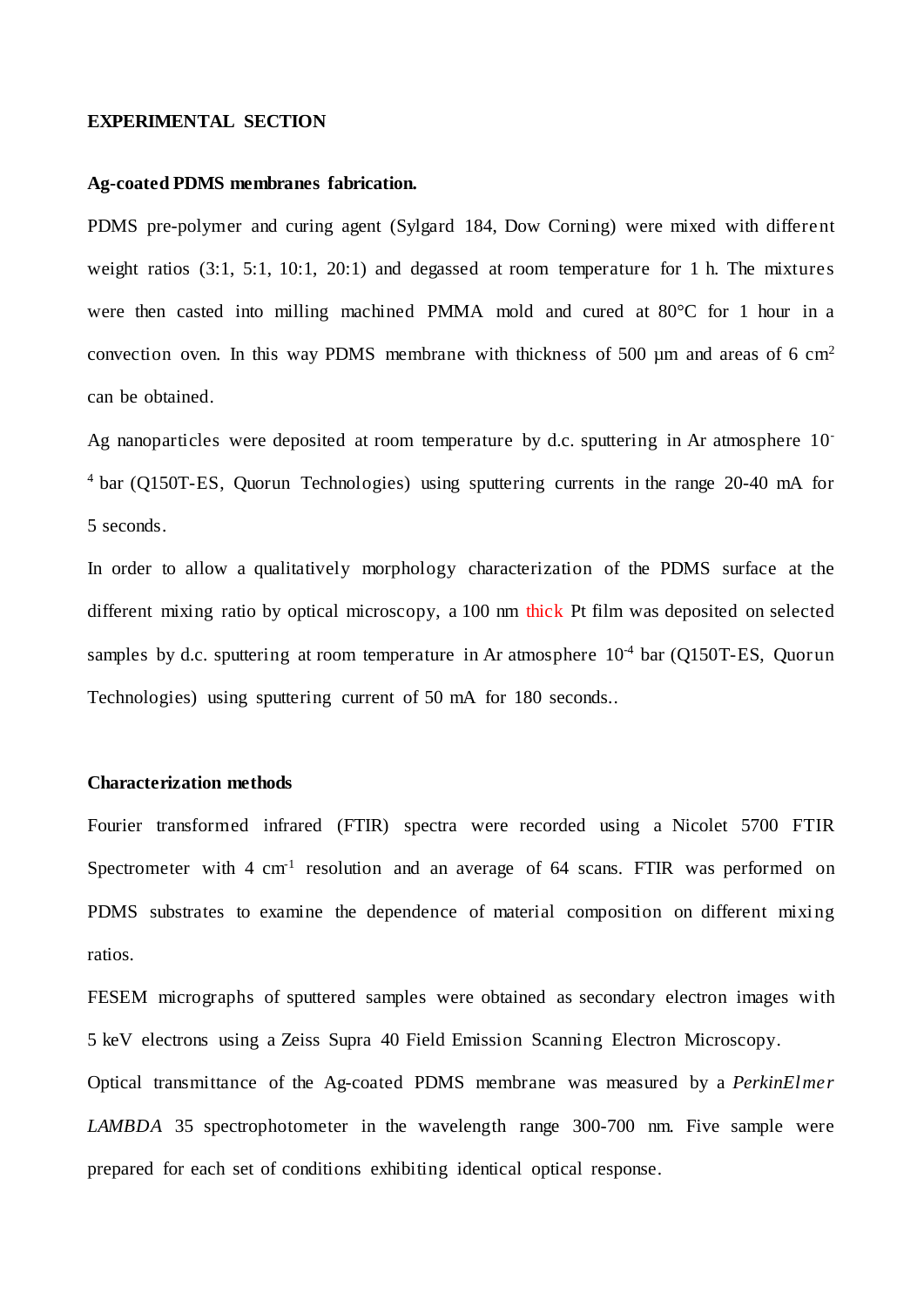**EXPERIMENTAL SECTION**

**Ag-coated PDMS membranes fabrication.**

PDMS pre-polymer and curing agent (Sylgard 184, Dow Corning) were mixed with different weight ratios (3:1, 5:1, 10:1, 20:1) and degassed at room temperature for 1 h. The mixtures were then casted into milling machined PMMA mold and cured at 80°C for 1 hour in a convection oven. In this way PDMS membrane with thickness of 500 µm and areas of 6 $cm^2$ can be obtained.

Ag nanoparticles were deposited at room temperature by d.c. sputtering in Ar atmosphere $10^{-4}$ bar (Q150T-ES, Quorun Technologies) using sputtering currents in the range 20-40 mA for 5 seconds.

In order to allow a qualitatively morphology characterization of the PDMS surface at the different mixing ratio by optical microscopy, a 100 nm thick Pt film was deposited on selected samples by d.c. sputtering at room temperature in Ar atmosphere $10^{-4}$ bar (Q150T-ES, Quorun Technologies) using sputtering current of 50 mA for 180 seconds..

**Characterization methods**

Fourier transformed infrared (FTIR) spectra were recorded using a Nicolet 5700 FTIR Spectrometer with 4 $cm^{-1}$ resolution and an average of 64 scans. FTIR was performed on PDMS substrates to examine the dependence of material composition on different mixing ratios.

FESEM micrographs of sputtered samples were obtained as secondary electron images with 5 keV electrons using a Zeiss Supra 40 Field Emission Scanning Electron Microscopy.

Optical transmittance of the Ag-coated PDMS membrane was measured by a *PerkinElmer LAMBDA* 35 spectrophotometer in the wavelength range 300-700 nm. Five sample were prepared for each set of conditions exhibiting identical optical response.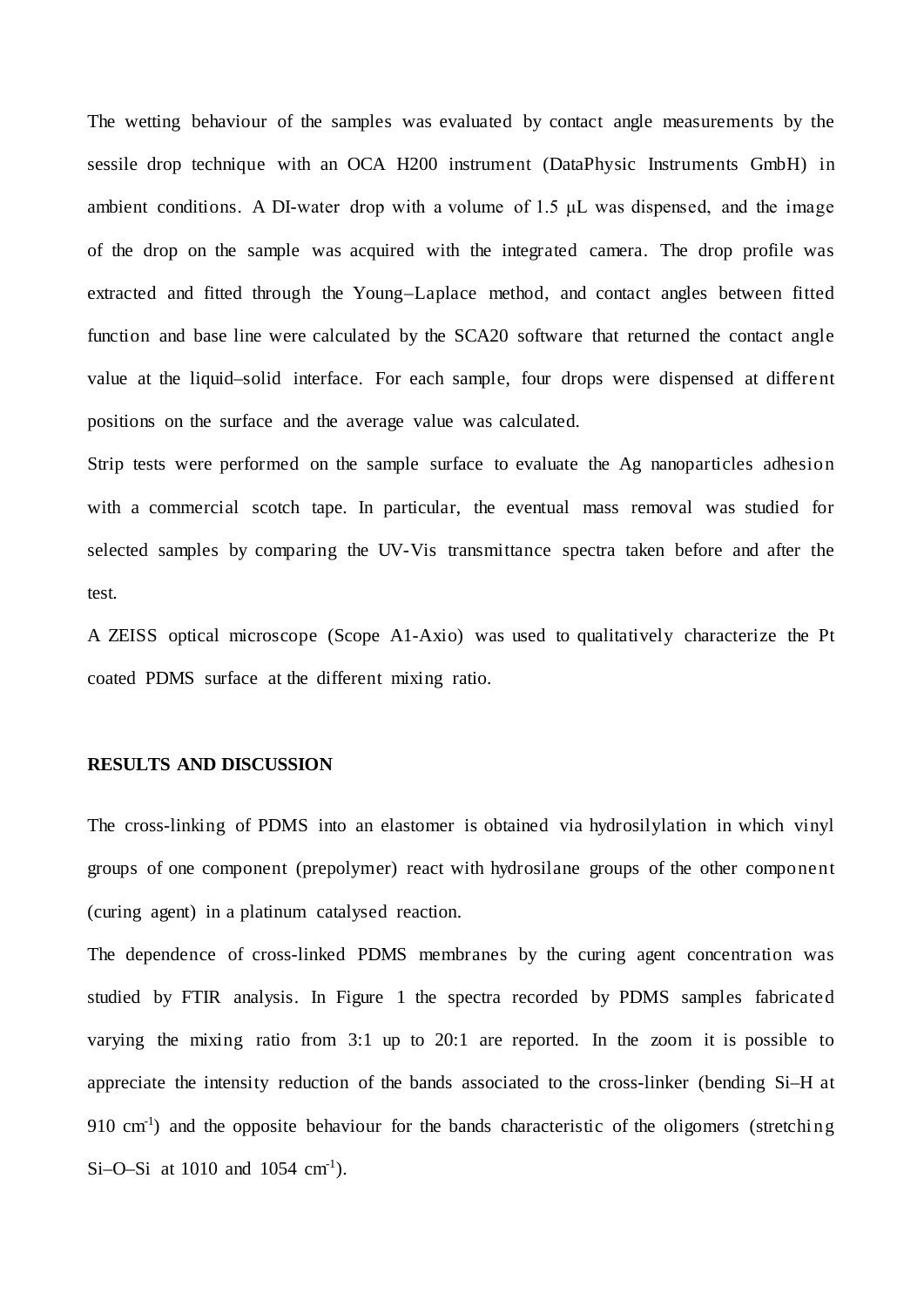The wetting behaviour of the samples was evaluated by contact angle measurements by the sessile drop technique with an OCA H200 instrument (DataPhysic Instruments GmbH) in ambient conditions. A DI-water drop with a volume of 1.5 μL was dispensed, and the image of the drop on the sample was acquired with the integrated camera. The drop profile was extracted and fitted through the Young–Laplace method, and contact angles between fitted function and base line were calculated by the SCA20 software that returned the contact angle value at the liquid–solid interface. For each sample, four drops were dispensed at different positions on the surface and the average value was calculated.

Strip tests were performed on the sample surface to evaluate the Ag nanoparticles adhesion with a commercial scotch tape. In particular, the eventual mass removal was studied for selected samples by comparing the UV-Vis transmittance spectra taken before and after the test.

A ZEISS optical microscope (Scope A1-Axio) was used to qualitatively characterize the Pt coated PDMS surface at the different mixing ratio.

## RESULTS AND DISCUSSION

The cross-linking of PDMS into an elastomer is obtained via hydrosilylation in which vinyl groups of one component (prepolymer) react with hydrosilane groups of the other component (curing agent) in a platinum catalysed reaction.

The dependence of cross-linked PDMS membranes by the curing agent concentration was studied by FTIR analysis. In Figure 1 the spectra recorded by PDMS samples fabricated varying the mixing ratio from 3:1 up to 20:1 are reported. In the zoom it is possible to appreciate the intensity reduction of the bands associated to the cross-linker (bending Si–H at 910 $cm^{-1}$) and the opposite behaviour for the bands characteristic of the oligomers (stretching Si–O–Si at 1010 and 1054 $cm^{-1}$).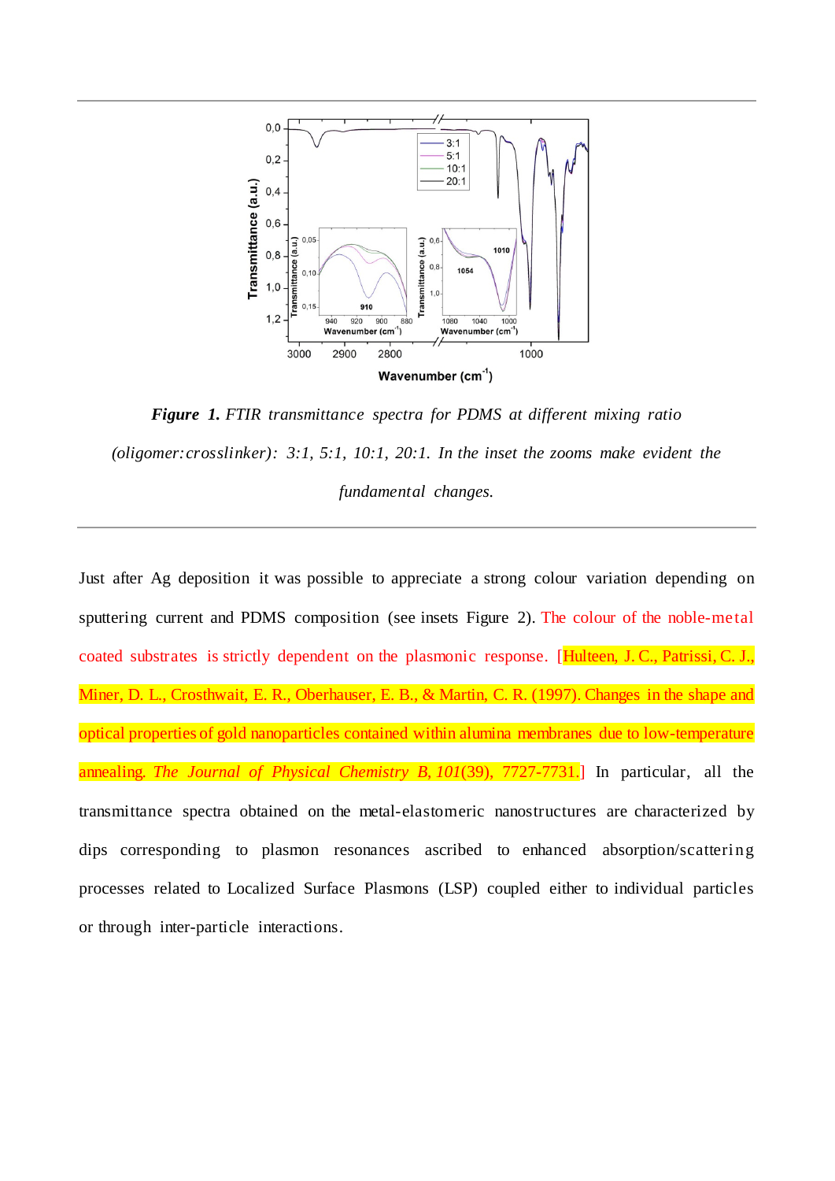***Figure 1.*** *FTIR transmittance spectra for PDMS at different mixing ratio (oligomer:crosslinker): 3:1, 5:1, 10:1, 20:1. In the inset the zooms make evident the fundamental changes.*

Just after Ag deposition it was possible to appreciate a strong colour variation depending on sputtering current and PDMS composition (see insets Figure 2). The colour of the noble-metal coated substrates is strictly dependent on the plasmonic response. [Hulteen, J. C., Patrissi, C. J., Miner, D. L., Crosthwait, E. R., Oberhauser, E. B., & Martin, C. R. (1997). Changes in the shape and optical properties of gold nanoparticles contained within alumina membranes due to low-temperature annealing. *The Journal of Physical Chemistry B*, *101*(39), 7727-7731.] In particular, all the transmittance spectra obtained on the metal-elastomeric nanostructures are characterized by dips corresponding to plasmon resonances ascribed to enhanced absorption/scattering processes related to Localized Surface Plasmons (LSP) coupled either to individual particles or through inter-particle interactions.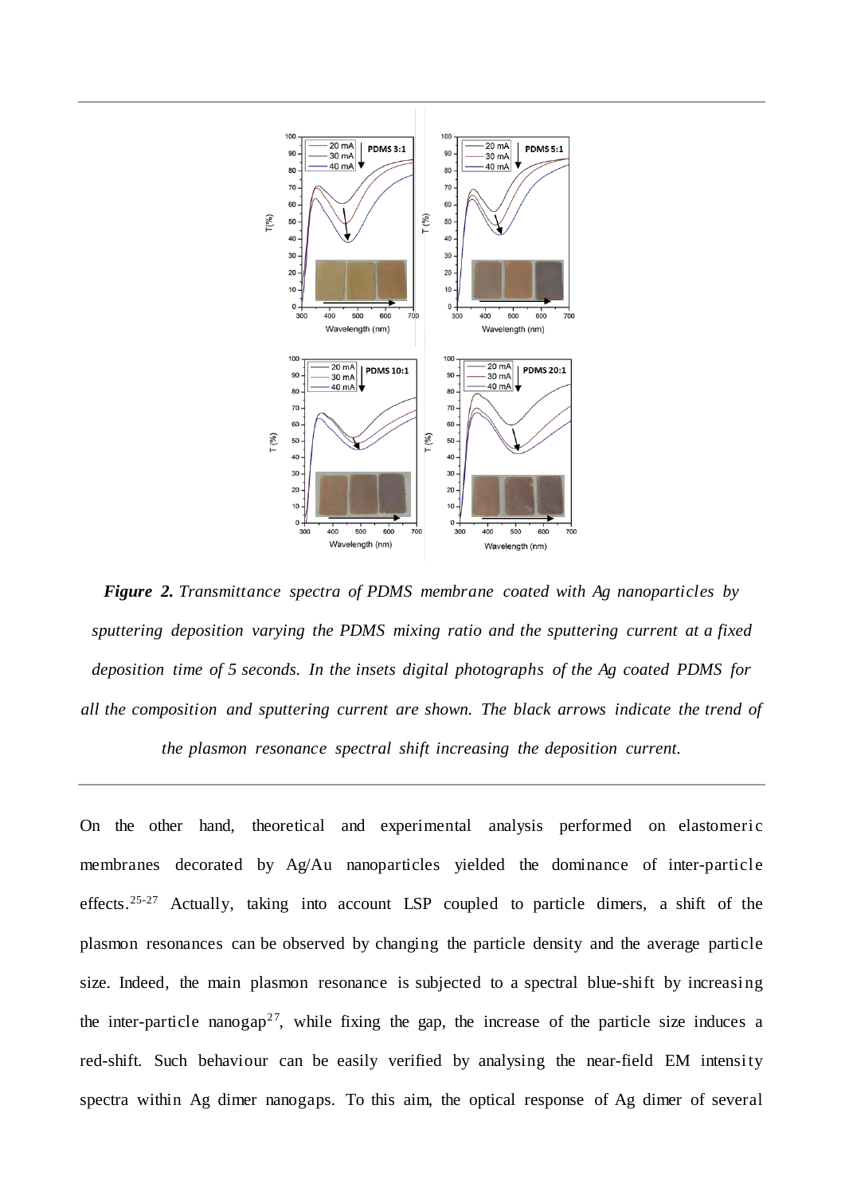***Figure 2.*** *Transmittance spectra of PDMS membrane coated with Ag nanoparticles by sputtering deposition varying the PDMS mixing ratio and the sputtering current at a fixed deposition time of 5 seconds. In the insets digital photographs of the Ag coated PDMS for all the composition and sputtering current are shown. The black arrows indicate the trend of the plasmon resonance spectral shift increasing the deposition current.*

On the other hand, theoretical and experimental analysis performed on elastomeric membranes decorated by Ag/Au nanoparticles yielded the dominance of inter-particle effects.[25-27] Actually, taking into account LSP coupled to particle dimers, a shift of the plasmon resonances can be observed by changing the particle density and the average particle size. Indeed, the main plasmon resonance is subjected to a spectral blue-shift by increasing the inter-particle nanogap[27], while fixing the gap, the increase of the particle size induces a red-shift. Such behaviour can be easily verified by analysing the near-field EM intensity spectra within Ag dimer nanogaps. To this aim, the optical response of Ag dimer of several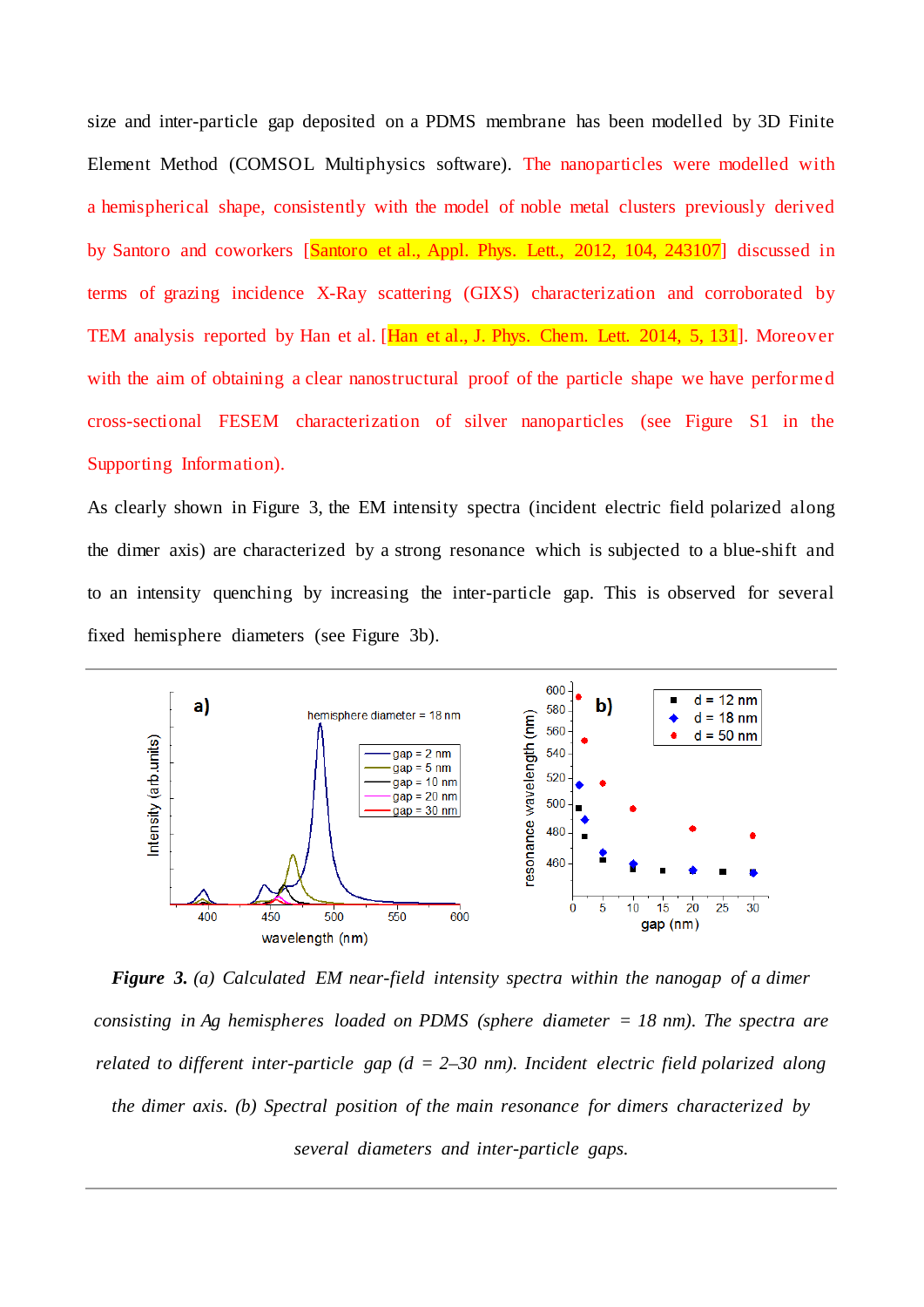size and inter-particle gap deposited on a PDMS membrane has been modelled by 3D Finite Element Method (COMSOL Multiphysics software). The nanoparticles were modelled with a hemispherical shape, consistently with the model of noble metal clusters previously derived by Santoro and coworkers [Santoro et al., Appl. Phys. Lett., 2012, 104, 243107] discussed in terms of grazing incidence X-Ray scattering (GIXS) characterization and corroborated by TEM analysis reported by Han et al. [Han et al., J. Phys. Chem. Lett. 2014, 5, 131]. Moreover with the aim of obtaining a clear nanostructural proof of the particle shape we have performed cross-sectional FESEM characterization of silver nanoparticles (see Figure S1 in the Supporting Information).

As clearly shown in Figure 3, the EM intensity spectra (incident electric field polarized along the dimer axis) are characterized by a strong resonance which is subjected to a blue-shift and to an intensity quenching by increasing the inter-particle gap. This is observed for several fixed hemisphere diameters (see Figure 3b).

***Figure 3.*** *(a) Calculated EM near-field intensity spectra within the nanogap of a dimer consisting in Ag hemispheres loaded on PDMS (sphere diameter = 18 nm). The spectra are related to different inter-particle gap (d = 2–30 nm). Incident electric field polarized along the dimer axis. (b) Spectral position of the main resonance for dimers characterized by several diameters and inter-particle gaps.*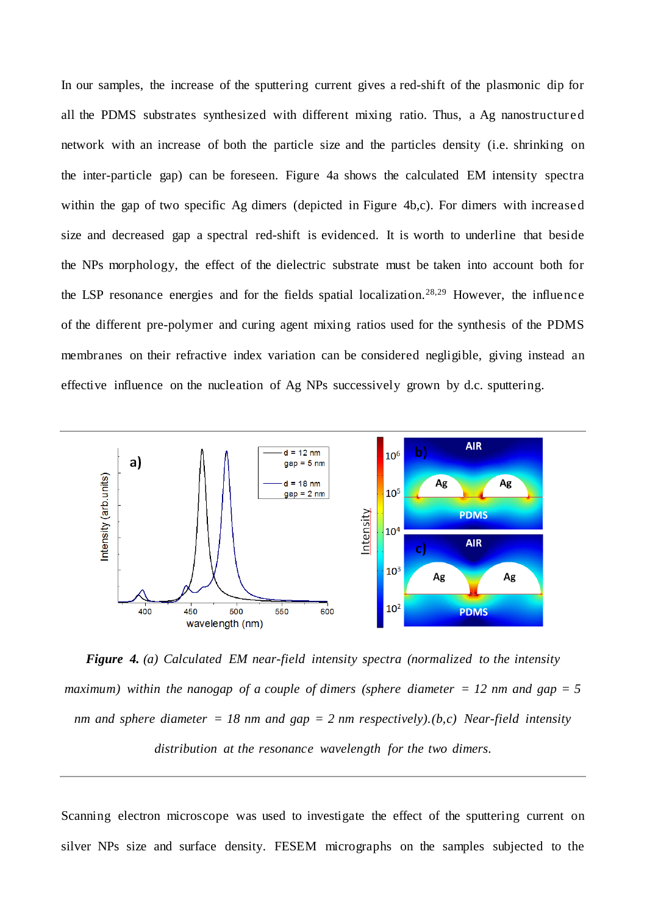In our samples, the increase of the sputtering current gives a red-shift of the plasmonic dip for all the PDMS substrates synthesized with different mixing ratio. Thus, a Ag nanostructured network with an increase of both the particle size and the particles density (i.e. shrinking on the inter-particle gap) can be foreseen. Figure 4a shows the calculated EM intensity spectra within the gap of two specific Ag dimers (depicted in Figure 4b,c). For dimers with increased size and decreased gap a spectral red-shift is evidenced. It is worth to underline that beside the NPs morphology, the effect of the dielectric substrate must be taken into account both for the LSP resonance energies and for the fields spatial localization.[28,29] However, the influence of the different pre-polymer and curing agent mixing ratios used for the synthesis of the PDMS membranes on their refractive index variation can be considered negligible, giving instead an effective influence on the nucleation of Ag NPs successively grown by d.c. sputtering.

***Figure 4.*** *(a) Calculated EM near-field intensity spectra (normalized to the intensity maximum) within the nanogap of a couple of dimers (sphere diameter = 12 nm and gap = 5 nm and sphere diameter = 18 nm and gap = 2 nm respectively).(b,c) Near-field intensity distribution at the resonance wavelength for the two dimers.*

Scanning electron microscope was used to investigate the effect of the sputtering current on silver NPs size and surface density. FESEM micrographs on the samples subjected to the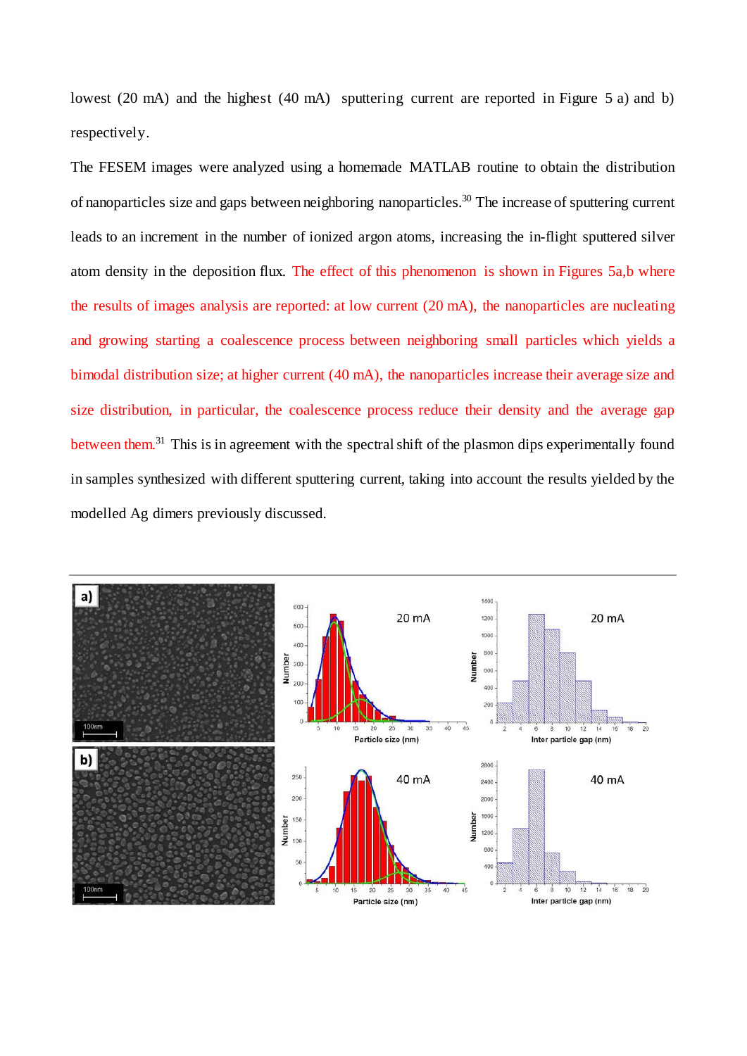lowest (20 mA) and the highest (40 mA) sputtering current are reported in Figure 5 a) and b) respectively.

The FESEM images were analyzed using a homemade MATLAB routine to obtain the distribution of nanoparticles size and gaps between neighboring nanoparticles.[30] The increase of sputtering current leads to an increment in the number of ionized argon atoms, increasing the in-flight sputtered silver atom density in the deposition flux. The effect of this phenomenon is shown in Figures 5a,b where the results of images analysis are reported: at low current (20 mA), the nanoparticles are nucleating and growing starting a coalescence process between neighboring small particles which yields a bimodal distribution size; at higher current (40 mA), the nanoparticles increase their average size and size distribution, in particular, the coalescence process reduce their density and the average gap between them.[31] This is in agreement with the spectral shift of the plasmon dips experimentally found in samples synthesized with different sputtering current, taking into account the results yielded by the modelled Ag dimers previously discussed.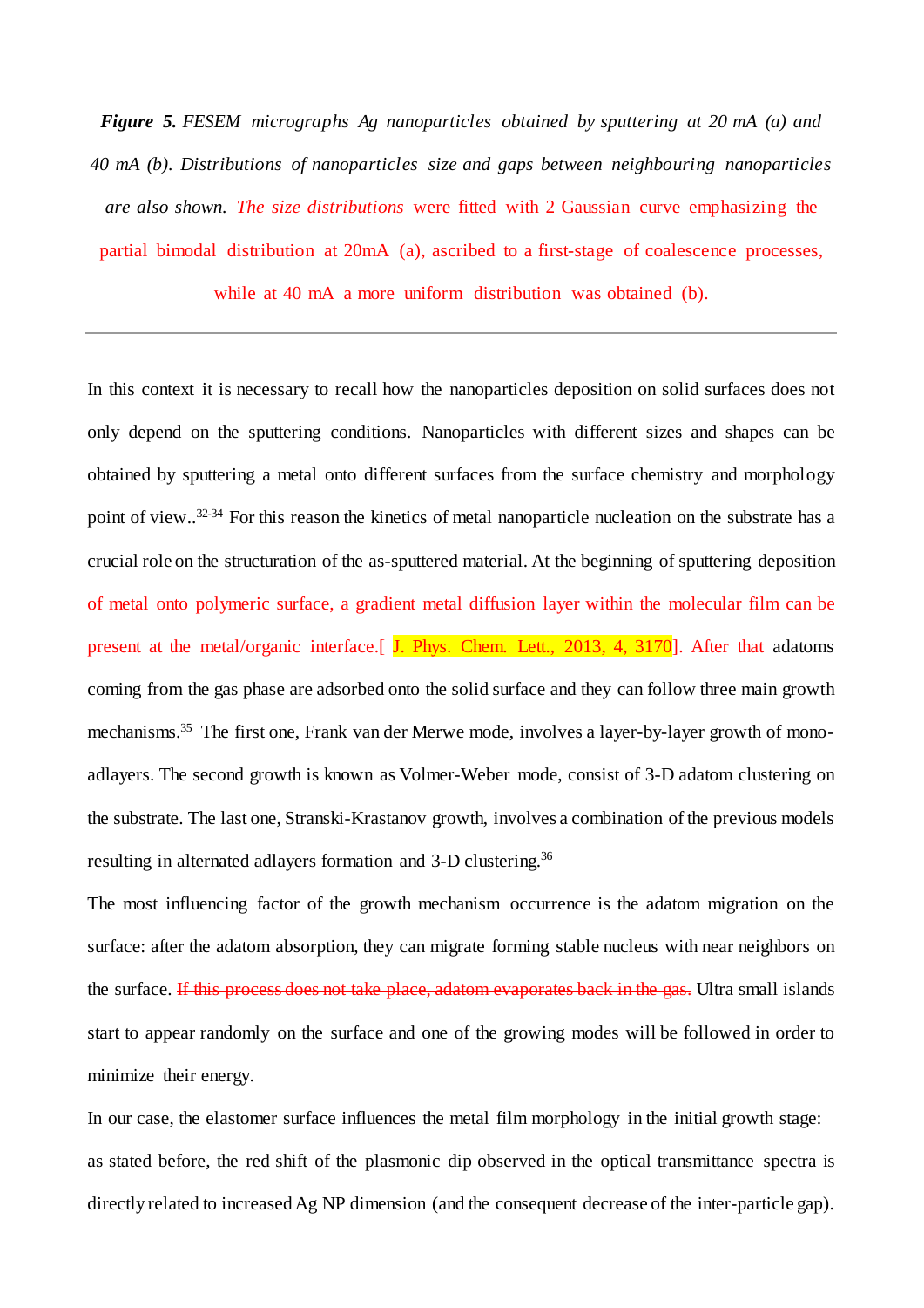***Figure 5.*** *FESEM micrographs Ag nanoparticles obtained by sputtering at 20 mA (a) and 40 mA (b). Distributions of nanoparticles size and gaps between neighbouring nanoparticles are also shown. The size distributions* were fitted with 2 Gaussian curve emphasizing the partial bimodal distribution at 20mA (a), ascribed to a first-stage of coalescence processes, while at 40 mA a more uniform distribution was obtained (b).

---

In this context it is necessary to recall how the nanoparticles deposition on solid surfaces does not only depend on the sputtering conditions. Nanoparticles with different sizes and shapes can be obtained by sputtering a metal onto different surfaces from the surface chemistry and morphology point of view..[32-34] For this reason the kinetics of metal nanoparticle nucleation on the substrate has a crucial role on the structuration of the as-sputtered material. At the beginning of sputtering deposition of metal onto polymeric surface, a gradient metal diffusion layer within the molecular film can be present at the metal/organic interface.[ J. Phys. Chem. Lett., 2013, 4, 3170]. After that adatoms coming from the gas phase are adsorbed onto the solid surface and they can follow three main growth mechanisms.[35] The first one, Frank van der Merwe mode, involves a layer-by-layer growth of mono-adlayers. The second growth is known as Volmer-Weber mode, consist of 3-D adatom clustering on the substrate. The last one, Stranski-Krastanov growth, involves a combination of the previous models resulting in alternated adlayers formation and 3-D clustering.[36]

The most influencing factor of the growth mechanism occurrence is the adatom migration on the surface: after the adatom absorption, they can migrate forming stable nucleus with near neighbors on the surface. ~~If this process does not take place, adatom evaporates back in the gas.~~ Ultra small islands start to appear randomly on the surface and one of the growing modes will be followed in order to minimize their energy.

In our case, the elastomer surface influences the metal film morphology in the initial growth stage: as stated before, the red shift of the plasmonic dip observed in the optical transmittance spectra is directly related to increased Ag NP dimension (and the consequent decrease of the inter-particle gap).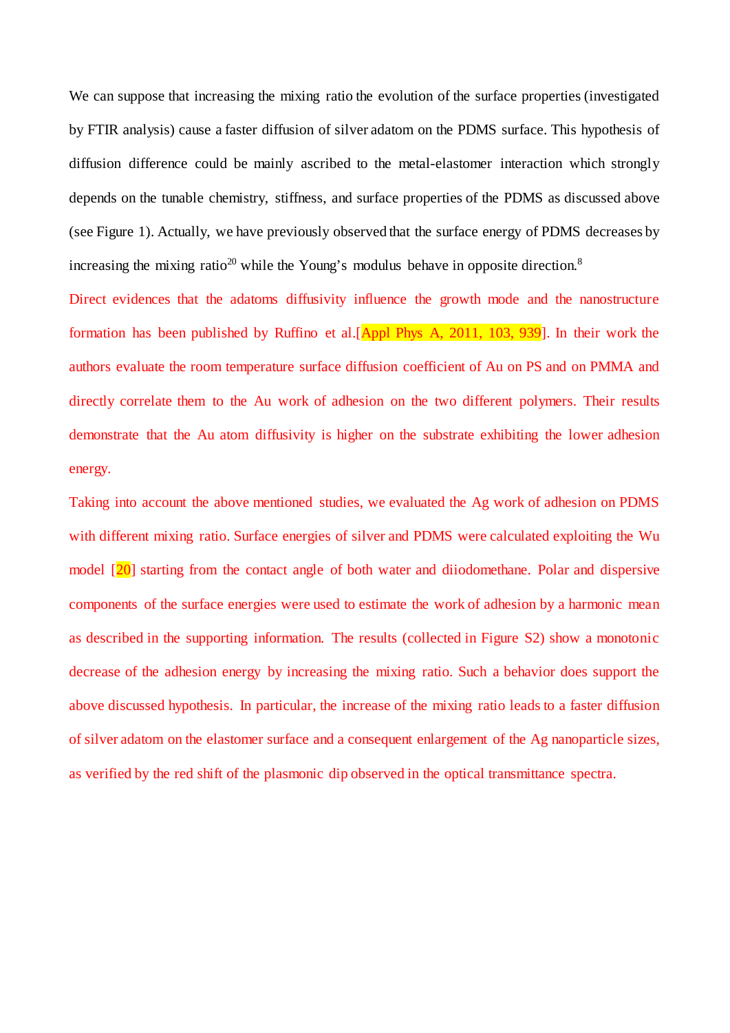We can suppose that increasing the mixing ratio the evolution of the surface properties (investigated by FTIR analysis) cause a faster diffusion of silver adatom on the PDMS surface. This hypothesis of diffusion difference could be mainly ascribed to the metal-elastomer interaction which strongly depends on the tunable chemistry, stiffness, and surface properties of the PDMS as discussed above (see Figure 1). Actually, we have previously observed that the surface energy of PDMS decreases by increasing the mixing ratio[20] while the Young's modulus behave in opposite direction.[8]

Direct evidences that the adatoms diffusivity influence the growth mode and the nanostructure formation has been published by Ruffino et al.[Appl Phys A, 2011, 103, 939]. In their work the authors evaluate the room temperature surface diffusion coefficient of Au on PS and on PMMA and directly correlate them to the Au work of adhesion on the two different polymers. Their results demonstrate that the Au atom diffusivity is higher on the substrate exhibiting the lower adhesion energy.

Taking into account the above mentioned studies, we evaluated the Ag work of adhesion on PDMS with different mixing ratio. Surface energies of silver and PDMS were calculated exploiting the Wu model [20] starting from the contact angle of both water and diiodomethane. Polar and dispersive components of the surface energies were used to estimate the work of adhesion by a harmonic mean as described in the supporting information. The results (collected in Figure S2) show a monotonic decrease of the adhesion energy by increasing the mixing ratio. Such a behavior does support the above discussed hypothesis. In particular, the increase of the mixing ratio leads to a faster diffusion of silver adatom on the elastomer surface and a consequent enlargement of the Ag nanoparticle sizes, as verified by the red shift of the plasmonic dip observed in the optical transmittance spectra.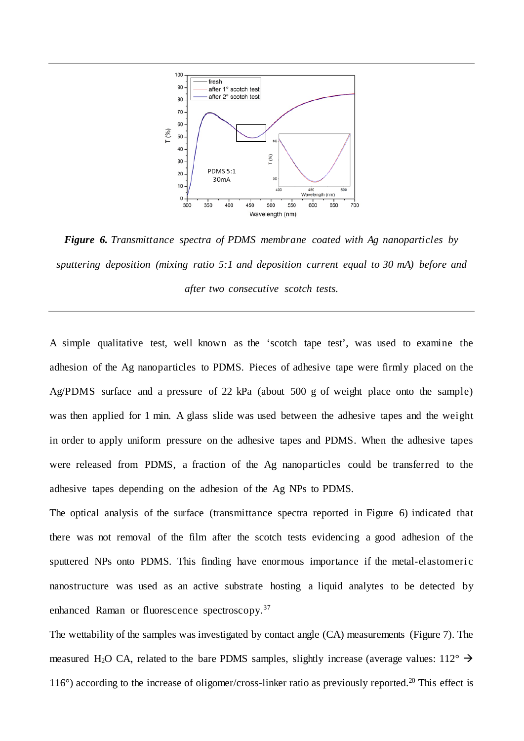**Figure 6.** *Transmittance spectra of PDMS membrane coated with Ag nanoparticles by sputtering deposition (mixing ratio 5:1 and deposition current equal to 30 mA) before and after two consecutive scotch tests.*

A simple qualitative test, well known as the 'scotch tape test', was used to examine the adhesion of the Ag nanoparticles to PDMS. Pieces of adhesive tape were firmly placed on the Ag/PDMS surface and a pressure of 22 kPa (about 500 g of weight place onto the sample) was then applied for 1 min. A glass slide was used between the adhesive tapes and the weight in order to apply uniform pressure on the adhesive tapes and PDMS. When the adhesive tapes were released from PDMS, a fraction of the Ag nanoparticles could be transferred to the adhesive tapes depending on the adhesion of the Ag NPs to PDMS.

The optical analysis of the surface (transmittance spectra reported in Figure 6) indicated that there was not removal of the film after the scotch tests evidencing a good adhesion of the sputtered NPs onto PDMS. This finding have enormous importance if the metal-elastomeric nanostructure was used as an active substrate hosting a liquid analytes to be detected by enhanced Raman or fluorescence spectroscopy.[37]

The wettability of the samples was investigated by contact angle (CA) measurements (Figure 7). The measured $H_2O$ CA, related to the bare PDMS samples, slightly increase (average values: 112° → 116°) according to the increase of oligomer/cross-linker ratio as previously reported.[20] This effect is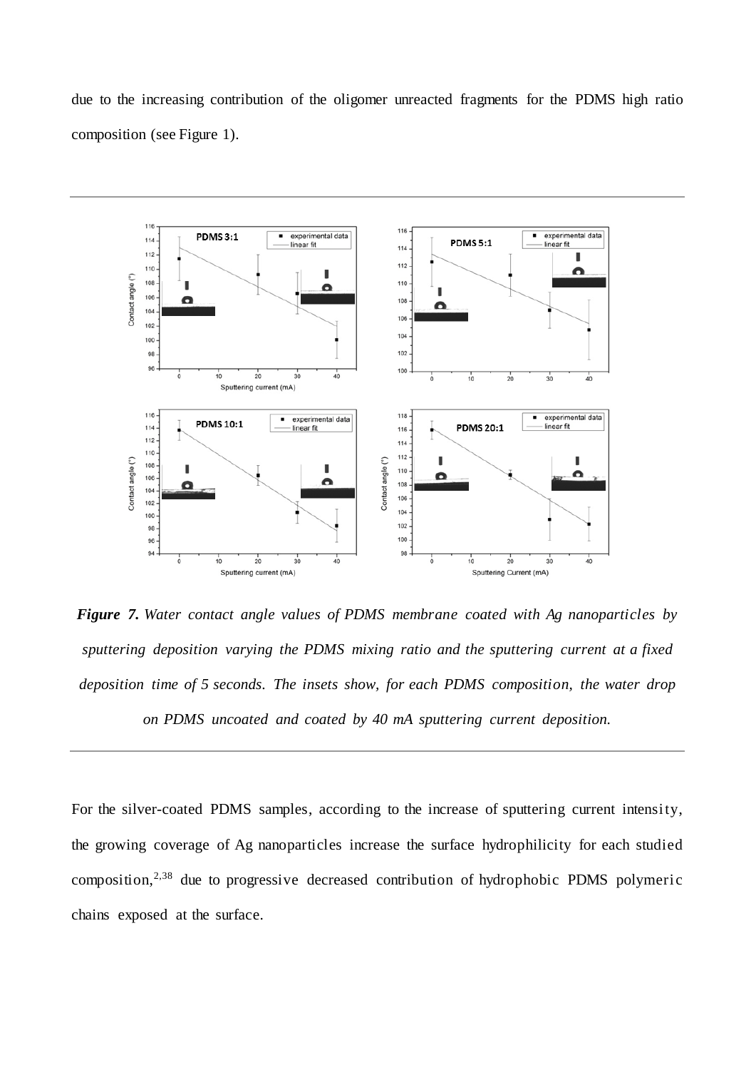due to the increasing contribution of the oligomer unreacted fragments for the PDMS high ratio composition (see Figure 1).

***Figure 7.*** *Water contact angle values of PDMS membrane coated with Ag nanoparticles by sputtering deposition varying the PDMS mixing ratio and the sputtering current at a fixed deposition time of 5 seconds. The insets show, for each PDMS composition, the water drop on PDMS uncoated and coated by 40 mA sputtering current deposition.*

For the silver-coated PDMS samples, according to the increase of sputtering current intensity, the growing coverage of Ag nanoparticles increase the surface hydrophilicity for each studied composition,[2,38] due to progressive decreased contribution of hydrophobic PDMS polymeric chains exposed at the surface.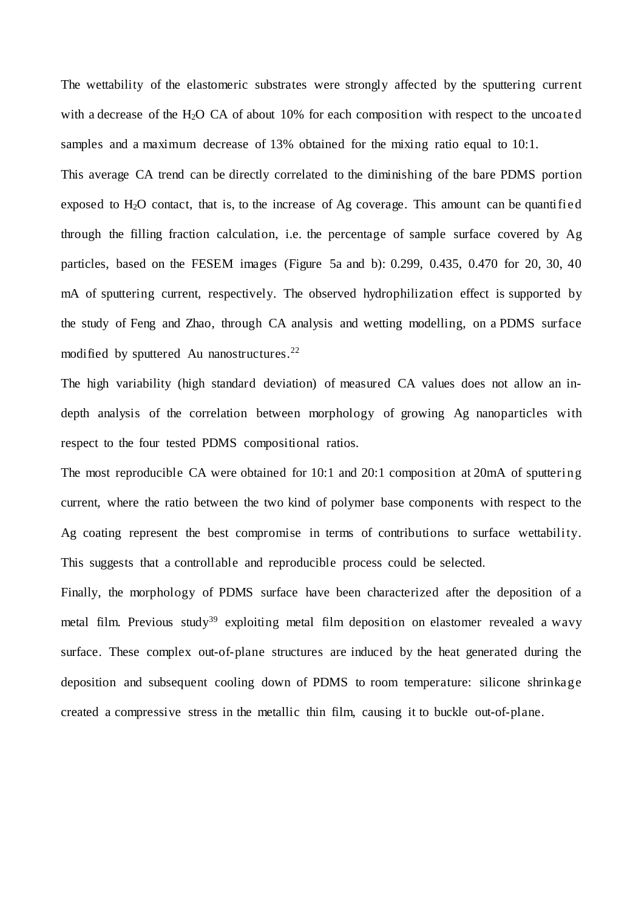The wettability of the elastomeric substrates were strongly affected by the sputtering current with a decrease of the $H_2O$ CA of about 10% for each composition with respect to the uncoated samples and a maximum decrease of 13% obtained for the mixing ratio equal to 10:1.

This average CA trend can be directly correlated to the diminishing of the bare PDMS portion exposed to $H_2O$ contact, that is, to the increase of Ag coverage. This amount can be quantified through the filling fraction calculation, i.e. the percentage of sample surface covered by Ag particles, based on the FESEM images (Figure 5a and b): 0.299, 0.435, 0.470 for 20, 30, 40 mA of sputtering current, respectively. The observed hydrophilization effect is supported by the study of Feng and Zhao, through CA analysis and wetting modelling, on a PDMS surface modified by sputtered Au nanostructures.[22]

The high variability (high standard deviation) of measured CA values does not allow an in-depth analysis of the correlation between morphology of growing Ag nanoparticles with respect to the four tested PDMS compositional ratios.

The most reproducible CA were obtained for 10:1 and 20:1 composition at 20mA of sputtering current, where the ratio between the two kind of polymer base components with respect to the Ag coating represent the best compromise in terms of contributions to surface wettability. This suggests that a controllable and reproducible process could be selected.

Finally, the morphology of PDMS surface have been characterized after the deposition of a metal film. Previous study[39] exploiting metal film deposition on elastomer revealed a wavy surface. These complex out-of-plane structures are induced by the heat generated during the deposition and subsequent cooling down of PDMS to room temperature: silicone shrinkage created a compressive stress in the metallic thin film, causing it to buckle out-of-plane.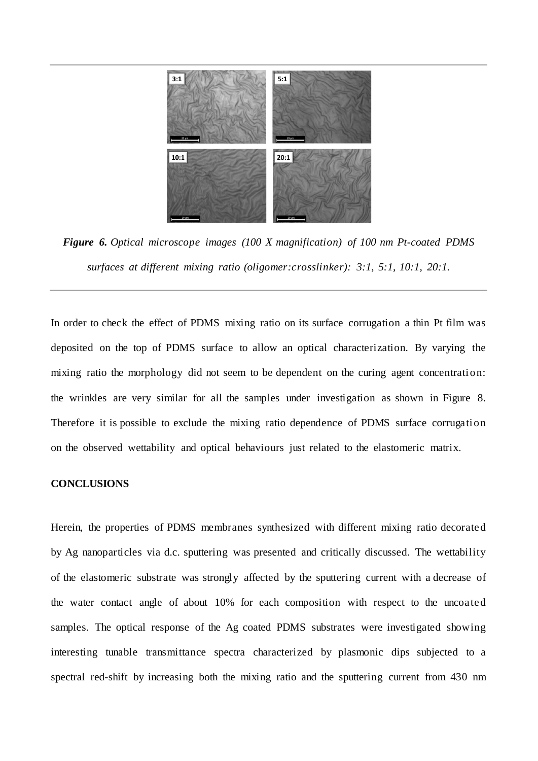*Figure 6. Optical microscope images (100 X magnification) of 100 nm Pt-coated PDMS surfaces at different mixing ratio (oligomer:crosslinker): 3:1, 5:1, 10:1, 20:1.*

In order to check the effect of PDMS mixing ratio on its surface corrugation a thin Pt film was deposited on the top of PDMS surface to allow an optical characterization. By varying the mixing ratio the morphology did not seem to be dependent on the curing agent concentration: the wrinkles are very similar for all the samples under investigation as shown in Figure 8. Therefore it is possible to exclude the mixing ratio dependence of PDMS surface corrugation on the observed wettability and optical behaviours just related to the elastomeric matrix.

## CONCLUSIONS

Herein, the properties of PDMS membranes synthesized with different mixing ratio decorated by Ag nanoparticles via d.c. sputtering was presented and critically discussed. The wettability of the elastomeric substrate was strongly affected by the sputtering current with a decrease of the water contact angle of about 10% for each composition with respect to the uncoated samples. The optical response of the Ag coated PDMS substrates were investigated showing interesting tunable transmittance spectra characterized by plasmonic dips subjected to a spectral red-shift by increasing both the mixing ratio and the sputtering current from 430 nm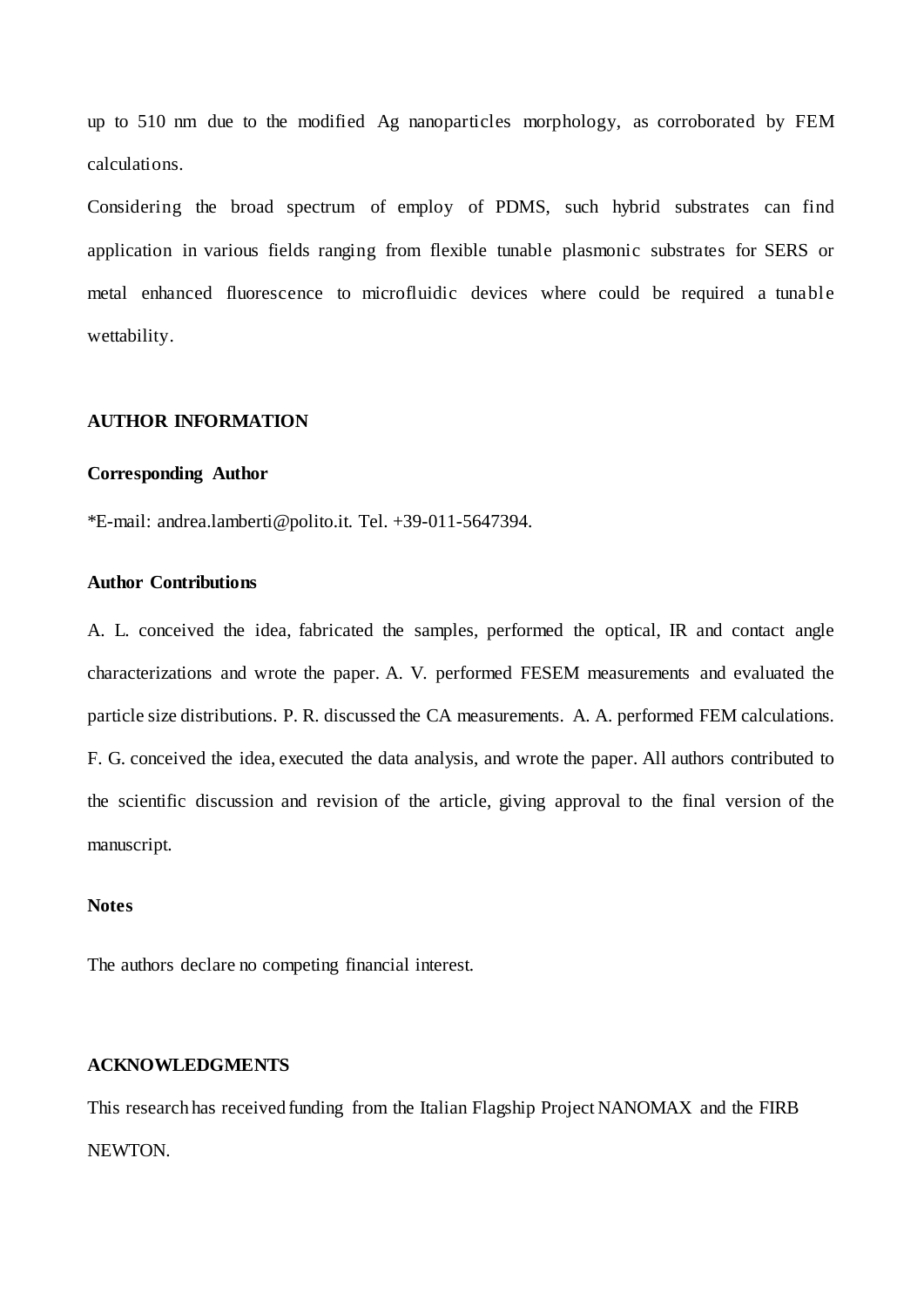up to 510 nm due to the modified Ag nanoparticles morphology, as corroborated by FEM calculations.

Considering the broad spectrum of employ of PDMS, such hybrid substrates can find application in various fields ranging from flexible tunable plasmonic substrates for SERS or metal enhanced fluorescence to microfluidic devices where could be required a tunable wettability.

## AUTHOR INFORMATION

### Corresponding Author

*E-mail: andrea.lamberti@polito.it. Tel. +39-011-5647394.

### Author Contributions

A. L. conceived the idea, fabricated the samples, performed the optical, IR and contact angle characterizations and wrote the paper. A. V. performed FESEM measurements and evaluated the particle size distributions. P. R. discussed the CA measurements. A. A. performed FEM calculations. F. G. conceived the idea, executed the data analysis, and wrote the paper. All authors contributed to the scientific discussion and revision of the article, giving approval to the final version of the manuscript.

### Notes

The authors declare no competing financial interest.

## ACKNOWLEDGMENTS

This research has received funding from the Italian Flagship Project NANOMAX and the FIRB NEWTON.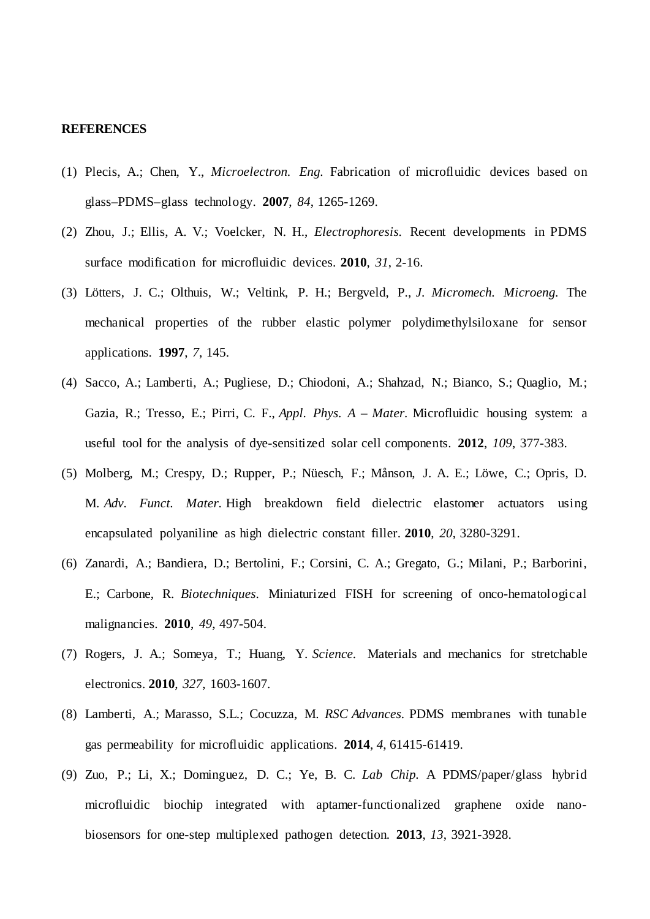**REFERENCES**

(1) Plecis, A.; Chen, Y., *Microelectron. Eng.* Fabrication of microfluidic devices based on glass–PDMS–glass technology. **2007**, *84*, 1265-1269.

(2) Zhou, J.; Ellis, A. V.; Voelcker, N. H., *Electrophoresis.* Recent developments in PDMS surface modification for microfluidic devices. **2010**, *31*, 2-16.

(3) Lötters, J. C.; Olthuis, W.; Veltink, P. H.; Bergveld, P., *J. Micromech. Microeng.* The mechanical properties of the rubber elastic polymer polydimethylsiloxane for sensor applications. **1997**, *7*, 145.

(4) Sacco, A.; Lamberti, A.; Pugliese, D.; Chiodoni, A.; Shahzad, N.; Bianco, S.; Quaglio, M.; Gazia, R.; Tresso, E.; Pirri, C. F., *Appl. Phys. A – Mater.* Microfluidic housing system: a useful tool for the analysis of dye-sensitized solar cell components. **2012**, *109*, 377-383.

(5) Molberg, M.; Crespy, D.; Rupper, P.; Nüesch, F.; Månson, J. A. E.; Löwe, C.; Opris, D. M. *Adv. Funct. Mater.* High breakdown field dielectric elastomer actuators using encapsulated polyaniline as high dielectric constant filler. **2010**, *20*, 3280-3291.

(6) Zanardi, A.; Bandiera, D.; Bertolini, F.; Corsini, C. A.; Gregato, G.; Milani, P.; Barborini, E.; Carbone, R. *Biotechniques.* Miniaturized FISH for screening of onco-hematological malignancies. **2010**, *49*, 497-504.

(7) Rogers, J. A.; Someya, T.; Huang, Y. *Science.* Materials and mechanics for stretchable electronics. **2010**, *327*, 1603-1607.

(8) Lamberti, A.; Marasso, S.L.; Cocuzza, M. *RSC Advances.* PDMS membranes with tunable gas permeability for microfluidic applications. **2014**, *4*, 61415-61419.

(9) Zuo, P.; Li, X.; Dominguez, D. C.; Ye, B. C. *Lab Chip.* A PDMS/paper/glass hybrid microfluidic biochip integrated with aptamer-functionalized graphene oxide nano-biosensors for one-step multiplexed pathogen detection. **2013**, *13*, 3921-3928.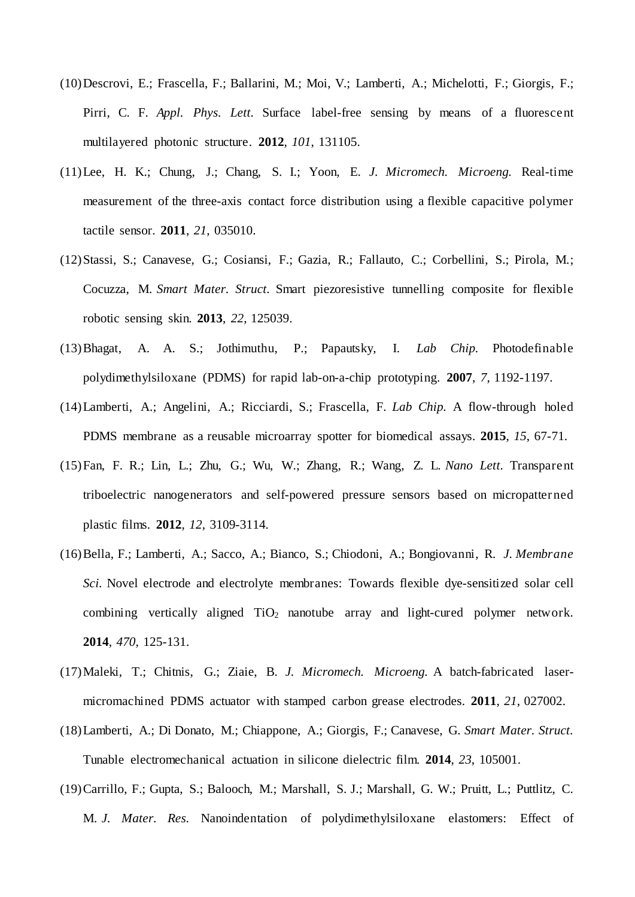(10) Descrovi, E.; Frascella, F.; Ballarini, M.; Moi, V.; Lamberti, A.; Michelotti, F.; Giorgis, F.; Pirri, C. F. *Appl. Phys. Lett.* Surface label-free sensing by means of a fluorescent multilayered photonic structure. **2012**, *101*, 131105.

(11) Lee, H. K.; Chung, J.; Chang, S. I.; Yoon, E. *J. Micromech. Microeng.* Real-time measurement of the three-axis contact force distribution using a flexible capacitive polymer tactile sensor. **2011**, *21*, 035010.

(12) Stassi, S.; Canavese, G.; Cosiansi, F.; Gazia, R.; Fallauto, C.; Corbellini, S.; Pirola, M.; Cocuzza, M. *Smart Mater. Struct.* Smart piezoresistive tunnelling composite for flexible robotic sensing skin. **2013**, *22*, 125039.

(13) Bhagat, A. A. S.; Jothimuthu, P.; Papautsky, I. *Lab Chip.* Photodefinable polydimethylsiloxane (PDMS) for rapid lab-on-a-chip prototyping. **2007**, *7*, 1192-1197.

(14) Lamberti, A.; Angelini, A.; Ricciardi, S.; Frascella, F. *Lab Chip.* A flow-through holed PDMS membrane as a reusable microarray spotter for biomedical assays. **2015**, *15*, 67-71.

(15) Fan, F. R.; Lin, L.; Zhu, G.; Wu, W.; Zhang, R.; Wang, Z. L. *Nano Lett.* Transparent triboelectric nanogenerators and self-powered pressure sensors based on micropatterned plastic films. **2012**, *12*, 3109-3114.

(16) Bella, F.; Lamberti, A.; Sacco, A.; Bianco, S.; Chiodoni, A.; Bongiovanni, R. *J. Membrane Sci.* Novel electrode and electrolyte membranes: Towards flexible dye-sensitized solar cell combining vertically aligned $TiO_2$ nanotube array and light-cured polymer network. **2014**, *470*, 125-131.

(17) Maleki, T.; Chitnis, G.; Ziaie, B. *J. Micromech. Microeng.* A batch-fabricated laser-micromachined PDMS actuator with stamped carbon grease electrodes. **2011**, *21*, 027002.

(18) Lamberti, A.; Di Donato, M.; Chiappone, A.; Giorgis, F.; Canavese, G. *Smart Mater. Struct.* Tunable electromechanical actuation in silicone dielectric film. **2014**, *23*, 105001.

(19) Carrillo, F.; Gupta, S.; Balooch, M.; Marshall, S. J.; Marshall, G. W.; Pruitt, L.; Puttlitz, C. M. *J. Mater. Res.* Nanoindentation of polydimethylsiloxane elastomers: Effect of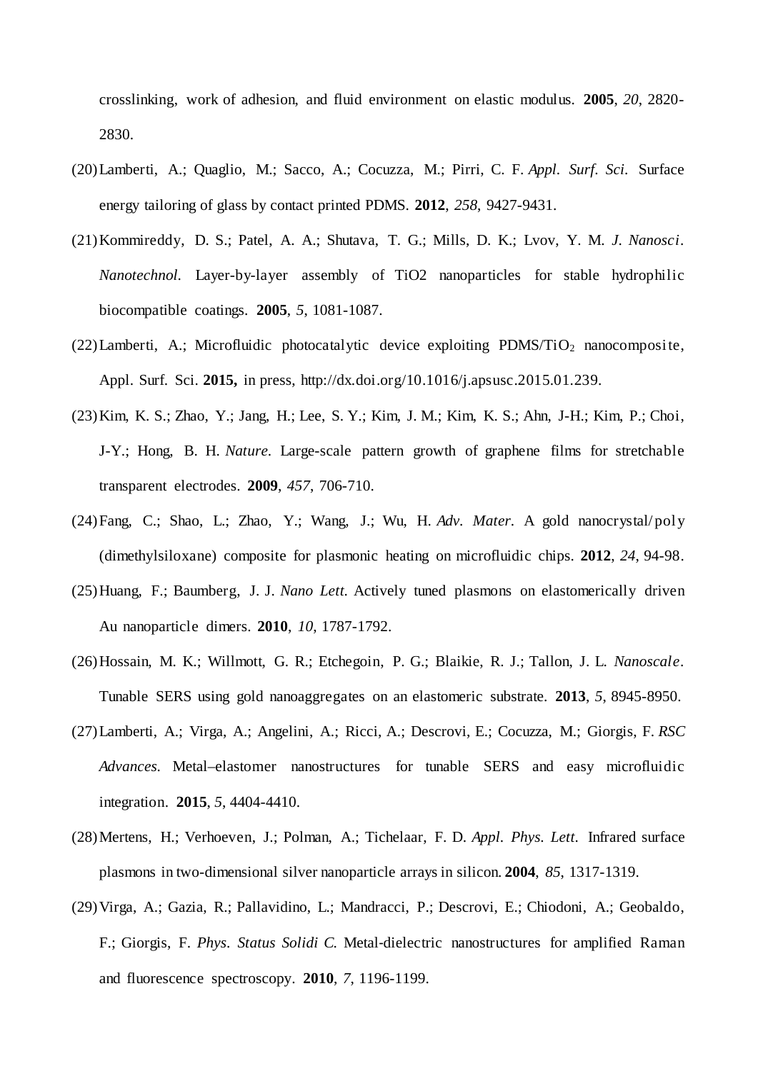crosslinking, work of adhesion, and fluid environment on elastic modulus. **2005**, *20*, 2820-2830.

(20) Lamberti, A.; Quaglio, M.; Sacco, A.; Cocuzza, M.; Pirri, C. F. *Appl. Surf. Sci.* Surface energy tailoring of glass by contact printed PDMS. **2012**, *258*, 9427-9431.

(21) Kommireddy, D. S.; Patel, A. A.; Shutava, T. G.; Mills, D. K.; Lvov, Y. M. *J. Nanosci. Nanotechnol.* Layer-by-layer assembly of TiO2 nanoparticles for stable hydrophilic biocompatible coatings. **2005**, *5*, 1081-1087.

(22) Lamberti, A.; Microfluidic photocatalytic device exploiting PDMS/$TiO_2$ nanocomposite, Appl. Surf. Sci. **2015,** in press, http://dx.doi.org/10.1016/j.apsusc.2015.01.239.

(23) Kim, K. S.; Zhao, Y.; Jang, H.; Lee, S. Y.; Kim, J. M.; Kim, K. S.; Ahn, J-H.; Kim, P.; Choi, J-Y.; Hong, B. H. *Nature.* Large-scale pattern growth of graphene films for stretchable transparent electrodes. **2009**, *457*, 706-710.

(24) Fang, C.; Shao, L.; Zhao, Y.; Wang, J.; Wu, H. *Adv. Mater.* A gold nanocrystal/poly (dimethylsiloxane) composite for plasmonic heating on microfluidic chips. **2012**, *24*, 94-98.

(25) Huang, F.; Baumberg, J. J. *Nano Lett.* Actively tuned plasmons on elastomerically driven Au nanoparticle dimers. **2010**, *10*, 1787-1792.

(26) Hossain, M. K.; Willmott, G. R.; Etchegoin, P. G.; Blaikie, R. J.; Tallon, J. L. *Nanoscale.* Tunable SERS using gold nanoaggregates on an elastomeric substrate. **2013**, *5*, 8945-8950.

(27) Lamberti, A.; Virga, A.; Angelini, A.; Ricci, A.; Descrovi, E.; Cocuzza, M.; Giorgis, F. *RSC Advances.* Metal–elastomer nanostructures for tunable SERS and easy microfluidic integration. **2015**, *5*, 4404-4410.

(28) Mertens, H.; Verhoeven, J.; Polman, A.; Tichelaar, F. D. *Appl. Phys. Lett.* Infrared surface plasmons in two-dimensional silver nanoparticle arrays in silicon. **2004**, *85*, 1317-1319.

(29) Virga, A.; Gazia, R.; Pallavidino, L.; Mandracci, P.; Descrovi, E.; Chiodoni, A.; Geobaldo, F.; Giorgis, F. *Phys. Status Solidi C.* Metal-dielectric nanostructures for amplified Raman and fluorescence spectroscopy. **2010**, *7*, 1196-1199.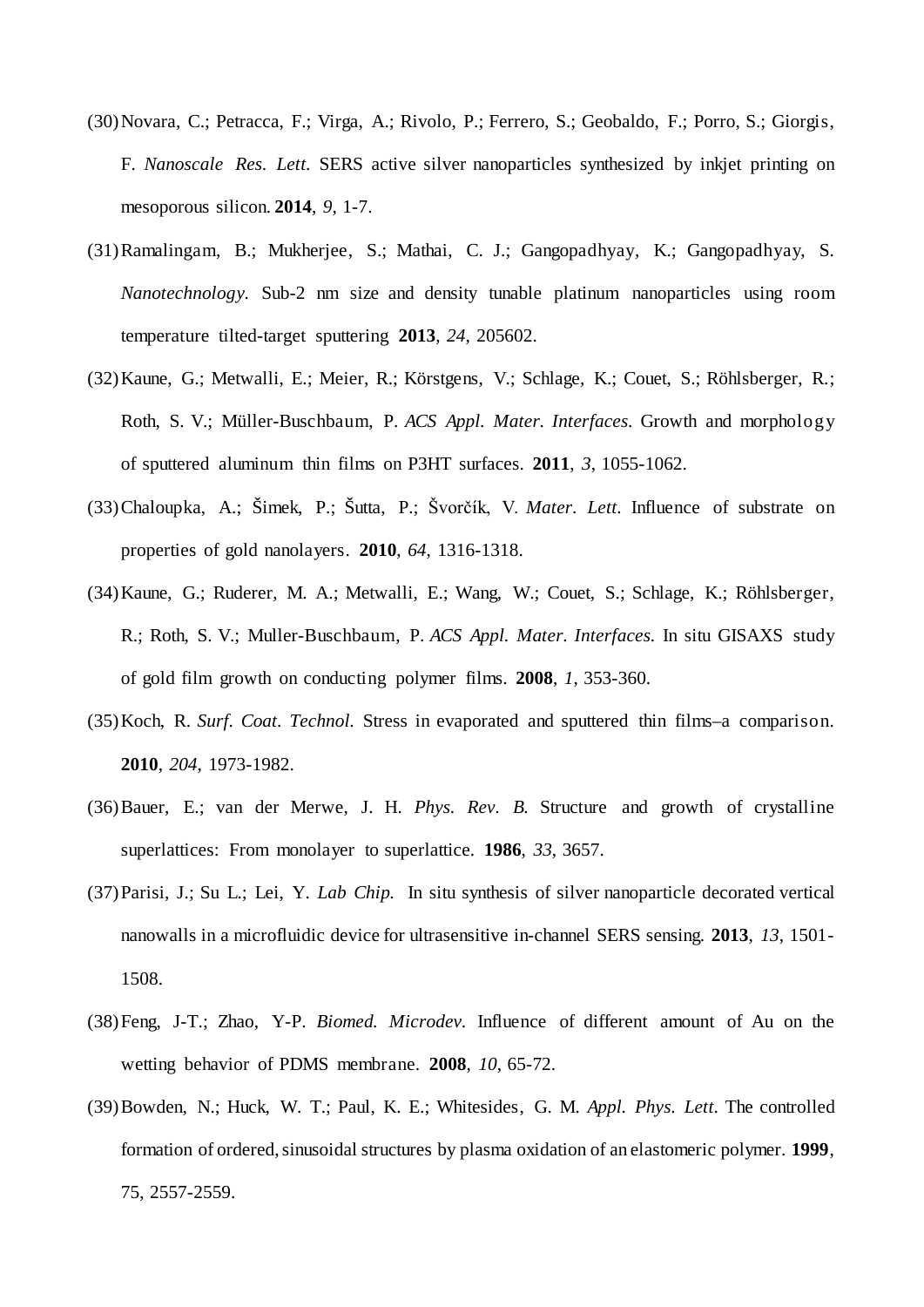(30) Novara, C.; Petracca, F.; Virga, A.; Rivolo, P.; Ferrero, S.; Geobaldo, F.; Porro, S.; Giorgis, F. *Nanoscale Res. Lett.* SERS active silver nanoparticles synthesized by inkjet printing on mesoporous silicon. **2014**, *9*, 1-7.

(31) Ramalingam, B.; Mukherjee, S.; Mathai, C. J.; Gangopadhyay, K.; Gangopadhyay, S. *Nanotechnology.* Sub-2 nm size and density tunable platinum nanoparticles using room temperature tilted-target sputtering **2013**, *24*, 205602.

(32) Kaune, G.; Metwalli, E.; Meier, R.; Körstgens, V.; Schlage, K.; Couet, S.; Röhlsberger, R.; Roth, S. V.; Müller-Buschbaum, P. *ACS Appl. Mater. Interfaces.* Growth and morphology of sputtered aluminum thin films on P3HT surfaces. **2011**, *3*, 1055-1062.

(33) Chaloupka, A.; Šimek, P.; Šutta, P.; Švorčík, V. *Mater. Lett.* Influence of substrate on properties of gold nanolayers. **2010**, *64*, 1316-1318.

(34) Kaune, G.; Ruderer, M. A.; Metwalli, E.; Wang, W.; Couet, S.; Schlage, K.; Röhlsberger, R.; Roth, S. V.; Muller-Buschbaum, P. *ACS Appl. Mater. Interfaces.* In situ GISAXS study of gold film growth on conducting polymer films. **2008**, *1*, 353-360.

(35) Koch, R. *Surf. Coat. Technol.* Stress in evaporated and sputtered thin films–a comparison. **2010**, *204*, 1973-1982.

(36) Bauer, E.; van der Merwe, J. H. *Phys. Rev. B.* Structure and growth of crystalline superlattices: From monolayer to superlattice. **1986**, *33*, 3657.

(37) Parisi, J.; Su L.; Lei, Y. *Lab Chip.* In situ synthesis of silver nanoparticle decorated vertical nanowalls in a microfluidic device for ultrasensitive in-channel SERS sensing. **2013**, *13*, 1501-1508.

(38) Feng, J-T.; Zhao, Y-P. *Biomed. Microdev.* Influence of different amount of Au on the wetting behavior of PDMS membrane. **2008**, *10*, 65-72.

(39) Bowden, N.; Huck, W. T.; Paul, K. E.; Whitesides, G. M. *Appl. Phys. Lett.* The controlled formation of ordered, sinusoidal structures by plasma oxidation of an elastomeric polymer. **1999**, 75, 2557-2559.